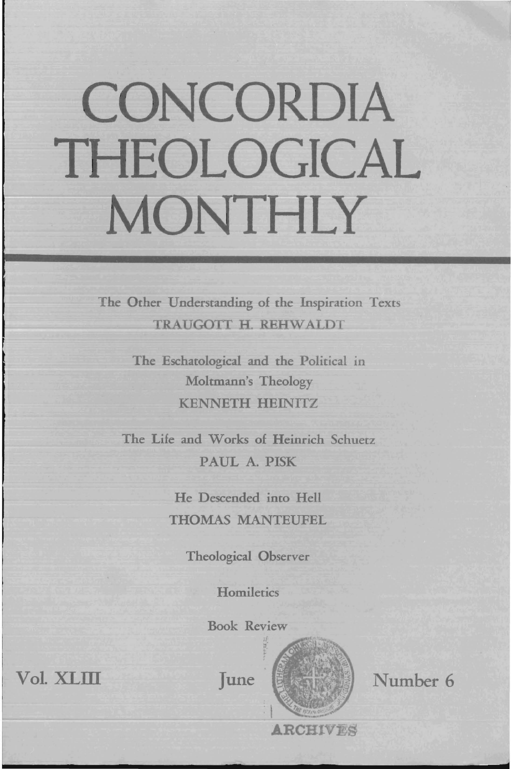# CONCORDIA THEOLOGICAL MONTHLY

The Other Understanding of the Inspiration Texts
TRAUGOTT H. REHWALDT

The Eschatological and the Political in Moltmann's Theology
KENNETH HEINITZ

The Life and Works of Heinrich Schuetz
PAUL A. PISK

He Descended into Hell
THOMAS MANTEUFEL

Theological Observer

Homiletics

Book Review

Vol. XLIII June Number 6

ARCHIVES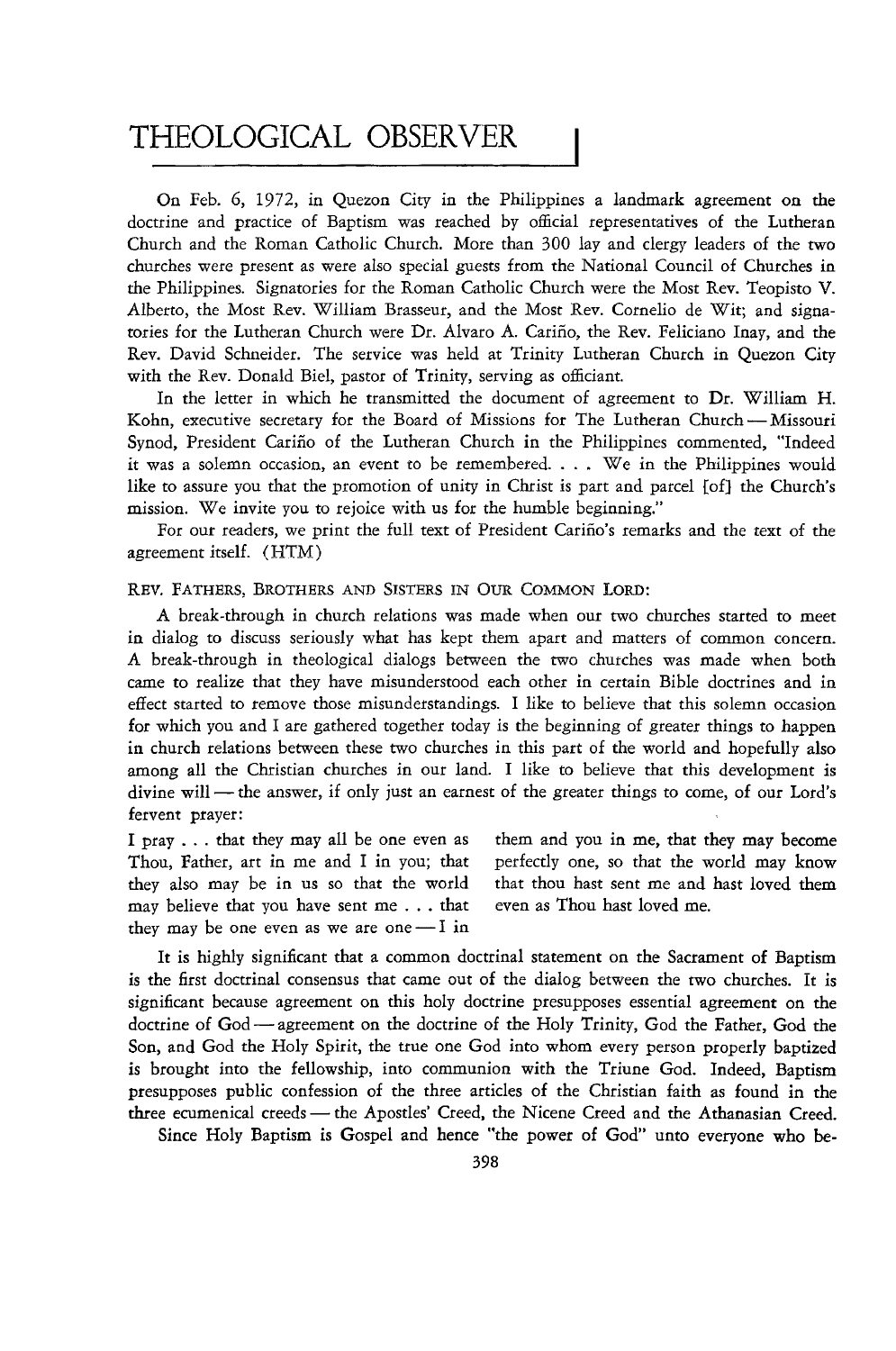# THEOLOGICAL OBSERVER

On Feb. 6, 1972, in Quezon City in the Philippines a landmark agreement on the doctrine and practice of Baptism was reached by official representatives of the Lutheran Church and the Roman Catholic Church. More than 300 lay and clergy leaders of the two churches were present as were also special guests from the National Council of Churches in the Philippines. Signatories for the Roman Catholic Church were the Most Rev. Teopisto V. Alberto, the Most Rev. William Brasseur, and the Most Rev. Cornelio de Wit; and signatories for the Lutheran Church were Dr. Alvaro A. Cariño, the Rev. Feliciano Inay, and the Rev. David Schneider. The service was held at Trinity Lutheran Church in Quezon City with the Rev. Donald Biel, pastor of Trinity, serving as officiant.

In the letter in which he transmitted the document of agreement to Dr. William H. Kohn, executive secretary for the Board of Missions for The Lutheran Church — Missouri Synod, President Cariño of the Lutheran Church in the Philippines commented, "Indeed it was a solemn occasion, an event to be remembered. . . . We in the Philippines would like to assure you that the promotion of unity in Christ is part and parcel [of] the Church's mission. We invite you to rejoice with us for the humble beginning."

For our readers, we print the full text of President Cariño's remarks and the text of the agreement itself. (HTM)

REV. FATHERS, BROTHERS AND SISTERS IN OUR COMMON LORD:

A break-through in church relations was made when our two churches started to meet in dialog to discuss seriously what has kept them apart and matters of common concern. A break-through in theological dialogs between the two churches was made when both came to realize that they have misunderstood each other in certain Bible doctrines and in effect started to remove those misunderstandings. I like to believe that this solemn occasion for which you and I are gathered together today is the beginning of greater things to happen in church relations between these two churches in this part of the world and hopefully also among all the Christian churches in our land. I like to believe that this development is divine will — the answer, if only just an earnest of the greater things to come, of our Lord's fervent prayer:

> I pray . . . that they may all be one even as Thou, Father, art in me and I in you; that they also may be in us so that the world may believe that you have sent me . . . that they may be one even as we are one — I in them and you in me, that they may become perfectly one, so that the world may know that thou hast sent me and hast loved them even as Thou hast loved me.

It is highly significant that a common doctrinal statement on the Sacrament of Baptism is the first doctrinal consensus that came out of the dialog between the two churches. It is significant because agreement on this holy doctrine presupposes essential agreement on the doctrine of God — agreement on the doctrine of the Holy Trinity, God the Father, God the Son, and God the Holy Spirit, the true one God into whom every person properly baptized is brought into the fellowship, into communion with the Triune God. Indeed, Baptism presupposes public confession of the three articles of the Christian faith as found in the three ecumenical creeds — the Apostles' Creed, the Nicene Creed and the Athanasian Creed.

Since Holy Baptism is Gospel and hence "the power of God" unto everyone who be-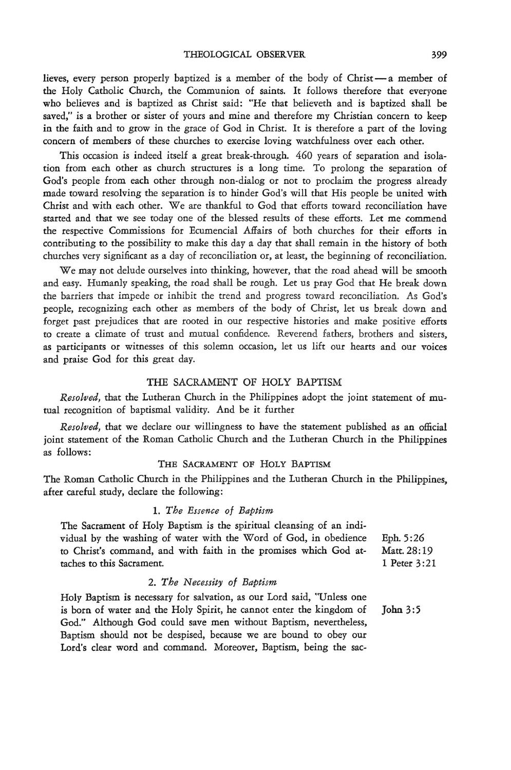lieves, every person properly baptized is a member of the body of Christ — a member of the Holy Catholic Church, the Communion of saints. It follows therefore that everyone who believes and is baptized as Christ said: "He that believeth and is baptized shall be saved," is a brother or sister of yours and mine and therefore my Christian concern to keep in the faith and to grow in the grace of God in Christ. It is therefore a part of the loving concern of members of these churches to exercise loving watchfulness over each other.

This occasion is indeed itself a great break-through. 460 years of separation and isolation from each other as church structures is a long time. To prolong the separation of God's people from each other through non-dialog or not to proclaim the progress already made toward resolving the separation is to hinder God's will that His people be united with Christ and with each other. We are thankful to God that efforts toward reconciliation have started and that we see today one of the blessed results of these efforts. Let me commend the respective Commissions for Ecumencial Affairs of both churches for their efforts in contributing to the possibility to make this day a day that shall remain in the history of both churches very significant as a day of reconciliation or, at least, the beginning of reconciliation.

We may not delude ourselves into thinking, however, that the road ahead will be smooth and easy. Humanly speaking, the road shall be rough. Let us pray God that He break down the barriers that impede or inhibit the trend and progress toward reconciliation. As God's people, recognizing each other as members of the body of Christ, let us break down and forget past prejudices that are rooted in our respective histories and make positive efforts to create a climate of trust and mutual confidence. Reverend fathers, brothers and sisters, as participants or witnesses of this solemn occasion, let us lift our hearts and our voices and praise God for this great day.

## THE SACRAMENT OF HOLY BAPTISM

*Resolved,* that the Lutheran Church in the Philippines adopt the joint statement of mutual recognition of baptismal validity. And be it further

*Resolved,* that we declare our willingness to have the statement published as an official joint statement of the Roman Catholic Church and the Lutheran Church in the Philippines as follows:

### The Sacrament of Holy Baptism

The Roman Catholic Church in the Philippines and the Lutheran Church in the Philippines, after careful study, declare the following:

#### 1. *The Essence of Baptism*

The Sacrament of Holy Baptism is the spiritual cleansing of an individual by the washing of water with the Word of God, in obedience to Christ's command, and with faith in the promises which God attaches to this Sacrament. (Eph. 5:26; Matt. 28:19; 1 Peter 3:21)

#### 2. *The Necessity of Baptism*

Holy Baptism is necessary for salvation, as our Lord said, "Unless one is born of water and the Holy Spirit, he cannot enter the kingdom of God." (John 3:5) Although God could save men without Baptism, nevertheless, Baptism should not be despised, because we are bound to obey our Lord's clear word and command. Moreover, Baptism, being the sac-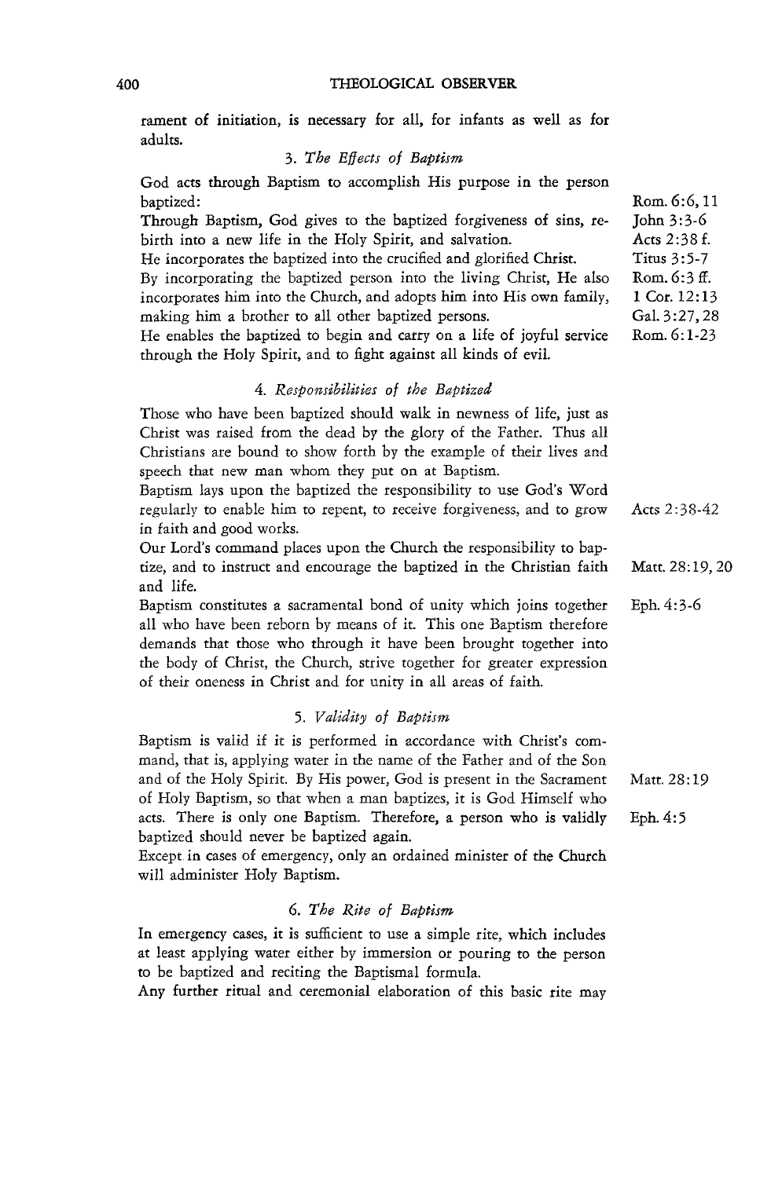rament of initiation, is necessary for all, for infants as well as for adults.

### 3. *The Effects of Baptism*

| | |
|---|---|
| God acts through Baptism to accomplish His purpose in the person baptized: | Rom. 6:6, 11 |
| Through Baptism, God gives to the baptized forgiveness of sins, rebirth into a new life in the Holy Spirit, and salvation. | John 3:3-6 |
| He incorporates the baptized into the crucified and glorified Christ. | Acts 2:38 f. |
| By incorporating the baptized person into the living Christ, He also incorporates him into the Church, and adopts him into His own family, making him a brother to all other baptized persons. | Titus 3:5-7<br>Rom. 6:3 ff.<br>1 Cor. 12:13<br>Gal. 3:27, 28 |
| He enables the baptized to begin and carry on a life of joyful service through the Holy Spirit, and to fight against all kinds of evil. | Rom. 6:1-23 |

### 4. *Responsibilities of the Baptized*

| | |
|---|---|
| Those who have been baptized should walk in newness of life, just as Christ was raised from the dead by the glory of the Father. Thus all Christians are bound to show forth by the example of their lives and speech that new man whom they put on at Baptism. | |
| Baptism lays upon the baptized the responsibility to use God's Word regularly to enable him to repent, to receive forgiveness, and to grow in faith and good works. | Acts 2:38-42 |
| Our Lord's command places upon the Church the responsibility to baptize, and to instruct and encourage the baptized in the Christian faith and life. | Matt. 28:19, 20 |
| Baptism constitutes a sacramental bond of unity which joins together all who have been reborn by means of it. This one Baptism therefore demands that those who through it have been brought together into the body of Christ, the Church, strive together for greater expression of their oneness in Christ and for unity in all areas of faith. | Eph. 4:3-6 |

### 5. *Validity of Baptism*

| | |
|---|---|
| Baptism is valid if it is performed in accordance with Christ's command, that is, applying water in the name of the Father and of the Son and of the Holy Spirit. By His power, God is present in the Sacrament of Holy Baptism, so that when a man baptizes, it is God Himself who acts. | Matt. 28:19 |
| There is only one Baptism. Therefore, a person who is validly baptized should never be baptized again. | Eph. 4:5 |
| Except in cases of emergency, only an ordained minister of the Church will administer Holy Baptism. | |

### 6. *The Rite of Baptism*

In emergency cases, it is sufficient to use a simple rite, which includes at least applying water either by immersion or pouring to the person to be baptized and reciting the Baptismal formula.

Any further ritual and ceremonial elaboration of this basic rite may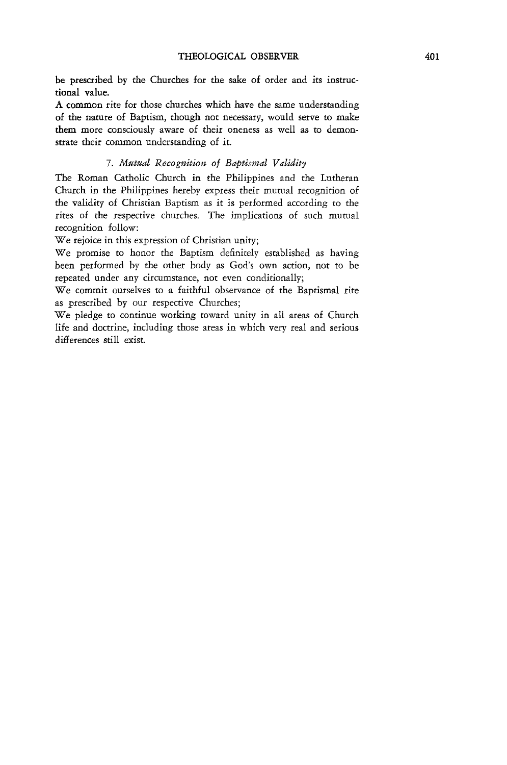be prescribed by the Churches for the sake of order and its instructional value.

A common rite for those churches which have the same understanding of the nature of Baptism, though not necessary, would serve to make them more consciously aware of their oneness as well as to demonstrate their common understanding of it.

### 7. *Mutual Recognition of Baptismal Validity*

The Roman Catholic Church in the Philippines and the Lutheran Church in the Philippines hereby express their mutual recognition of the validity of Christian Baptism as it is performed according to the rites of the respective churches. The implications of such mutual recognition follow:

We rejoice in this expression of Christian unity;

We promise to honor the Baptism definitely established as having been performed by the other body as God's own action, not to be repeated under any circumstance, not even conditionally;

We commit ourselves to a faithful observance of the Baptismal rite as prescribed by our respective Churches;

We pledge to continue working toward unity in all areas of Church life and doctrine, including those areas in which very real and serious differences still exist.